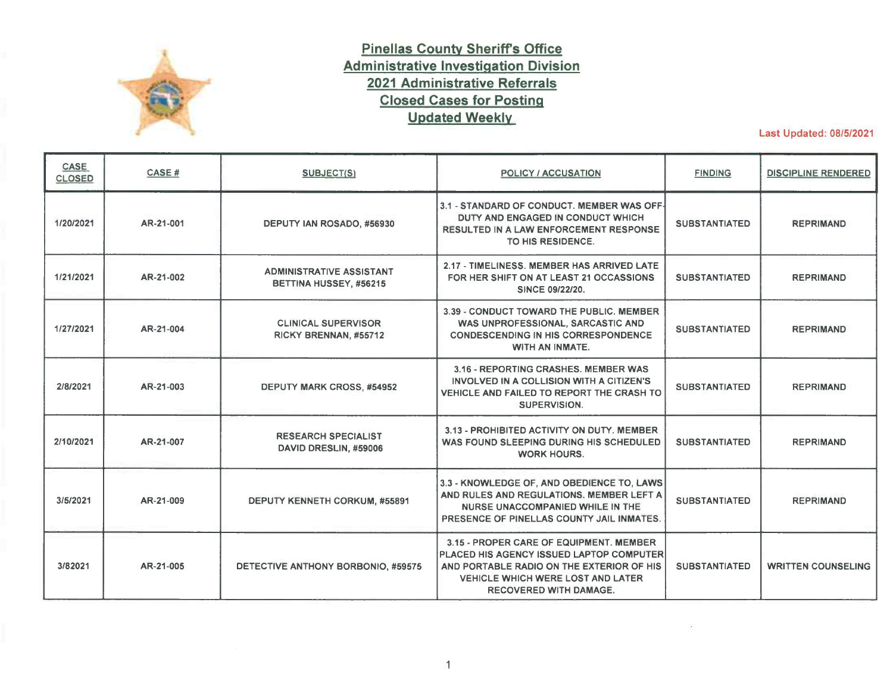# Pinellas County Sheriff's Office
## Administrative Investigation Division
## 2021 Administrative Referrals
## Closed Cases for Posting
## Updated Weekly

**Last Updated: 08/5/2021**

| CASE CLOSED | CASE # | SUBJECT(S) | POLICY / ACCUSATION | FINDING | DISCIPLINE RENDERED |
|---|---|---|---|---|---|
| 1/20/2021 | AR-21-001 | DEPUTY IAN ROSADO, #56930 | 3.1 - STANDARD OF CONDUCT. MEMBER WAS OFF-DUTY AND ENGAGED IN CONDUCT WHICH RESULTED IN A LAW ENFORCEMENT RESPONSE TO HIS RESIDENCE. | SUBSTANTIATED | REPRIMAND |
| 1/21/2021 | AR-21-002 | ADMINISTRATIVE ASSISTANT BETTINA HUSSEY, #56215 | 2.17 - TIMELINESS. MEMBER HAS ARRIVED LATE FOR HER SHIFT ON AT LEAST 21 OCCASSIONS SINCE 09/22/20. | SUBSTANTIATED | REPRIMAND |
| 1/27/2021 | AR-21-004 | CLINICAL SUPERVISOR RICKY BRENNAN, #55712 | 3.39 - CONDUCT TOWARD THE PUBLIC. MEMBER WAS UNPROFESSIONAL, SARCASTIC AND CONDESCENDING IN HIS CORRESPONDENCE WITH AN INMATE. | SUBSTANTIATED | REPRIMAND |
| 2/8/2021 | AR-21-003 | DEPUTY MARK CROSS, #54952 | 3.16 - REPORTING CRASHES. MEMBER WAS INVOLVED IN A COLLISION WITH A CITIZEN'S VEHICLE AND FAILED TO REPORT THE CRASH TO SUPERVISION. | SUBSTANTIATED | REPRIMAND |
| 2/10/2021 | AR-21-007 | RESEARCH SPECIALIST DAVID DRESLIN, #59006 | 3.13 - PROHIBITED ACTIVITY ON DUTY. MEMBER WAS FOUND SLEEPING DURING HIS SCHEDULED WORK HOURS. | SUBSTANTIATED | REPRIMAND |
| 3/5/2021 | AR-21-009 | DEPUTY KENNETH CORKUM, #55891 | 3.3 - KNOWLEDGE OF, AND OBEDIENCE TO, LAWS AND RULES AND REGULATIONS. MEMBER LEFT A NURSE UNACCOMPANIED WHILE IN THE PRESENCE OF PINELLAS COUNTY JAIL INMATES. | SUBSTANTIATED | REPRIMAND |
| 3/82021 | AR-21-005 | DETECTIVE ANTHONY BORBONIO, #59575 | 3.15 - PROPER CARE OF EQUIPMENT. MEMBER PLACED HIS AGENCY ISSUED LAPTOP COMPUTER AND PORTABLE RADIO ON THE EXTERIOR OF HIS VEHICLE WHICH WERE LOST AND LATER RECOVERED WITH DAMAGE. | SUBSTANTIATED | WRITTEN COUNSELING |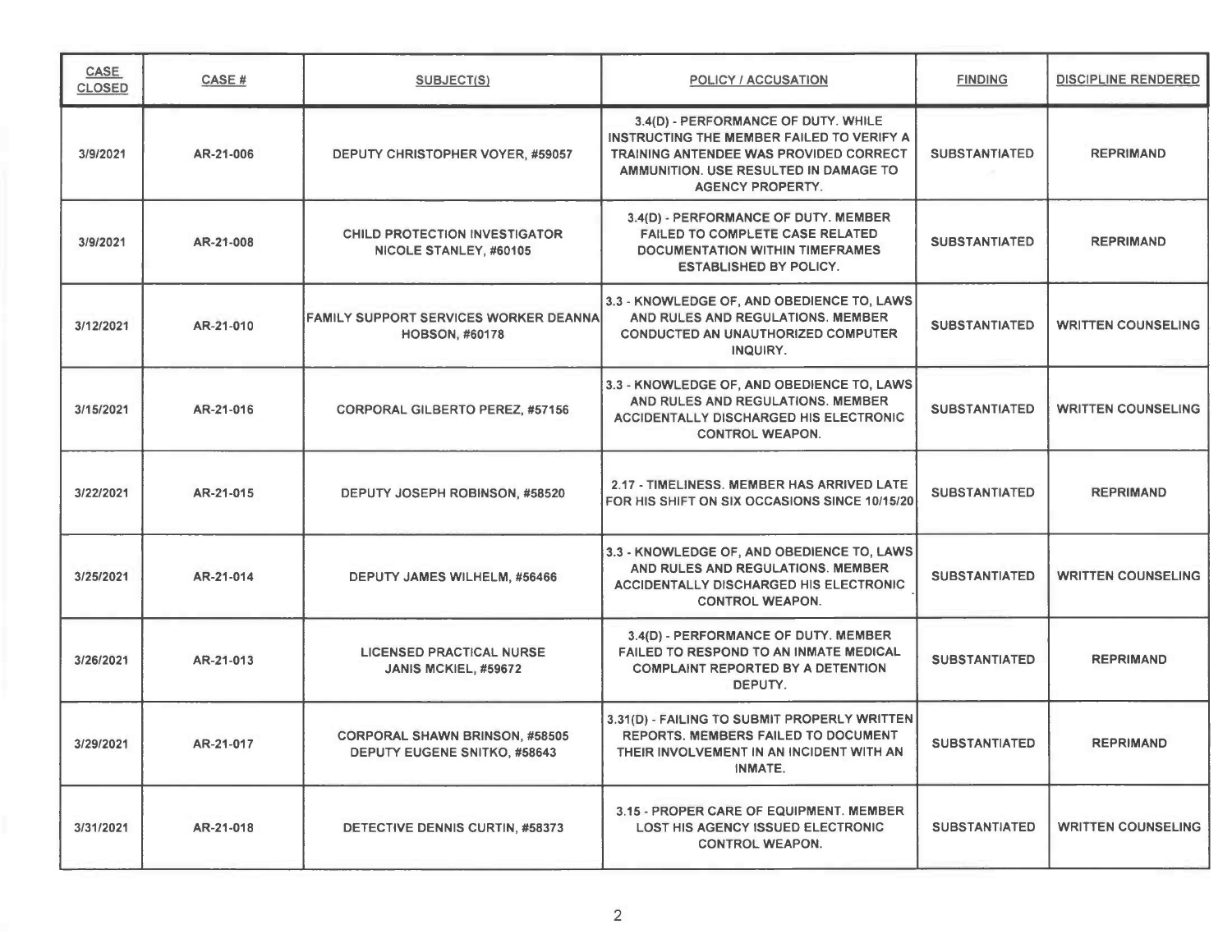| CASE CLOSED | CASE # | SUBJECT(S) | POLICY / ACCUSATION | FINDING | DISCIPLINE RENDERED |
|---|---|---|---|---|---|
| 3/9/2021 | AR-21-006 | DEPUTY CHRISTOPHER VOYER, #59057 | 3.4(D) - PERFORMANCE OF DUTY. WHILE INSTRUCTING THE MEMBER FAILED TO VERIFY A TRAINING ANTENDEE WAS PROVIDED CORRECT AMMUNITION. USE RESULTED IN DAMAGE TO AGENCY PROPERTY. | SUBSTANTIATED | REPRIMAND |
| 3/9/2021 | AR-21-008 | CHILD PROTECTION INVESTIGATOR NICOLE STANLEY, #60105 | 3.4(D) - PERFORMANCE OF DUTY. MEMBER FAILED TO COMPLETE CASE RELATED DOCUMENTATION WITHIN TIMEFRAMES ESTABLISHED BY POLICY. | SUBSTANTIATED | REPRIMAND |
| 3/12/2021 | AR-21-010 | FAMILY SUPPORT SERVICES WORKER DEANNA HOBSON, #60178 | 3.3 - KNOWLEDGE OF, AND OBEDIENCE TO, LAWS AND RULES AND REGULATIONS. MEMBER CONDUCTED AN UNAUTHORIZED COMPUTER INQUIRY. | SUBSTANTIATED | WRITTEN COUNSELING |
| 3/15/2021 | AR-21-016 | CORPORAL GILBERTO PEREZ, #57156 | 3.3 - KNOWLEDGE OF, AND OBEDIENCE TO, LAWS AND RULES AND REGULATIONS. MEMBER ACCIDENTALLY DISCHARGED HIS ELECTRONIC CONTROL WEAPON. | SUBSTANTIATED | WRITTEN COUNSELING |
| 3/22/2021 | AR-21-015 | DEPUTY JOSEPH ROBINSON, #58520 | 2.17 - TIMELINESS. MEMBER HAS ARRIVED LATE FOR HIS SHIFT ON SIX OCCASIONS SINCE 10/15/20 | SUBSTANTIATED | REPRIMAND |
| 3/25/2021 | AR-21-014 | DEPUTY JAMES WILHELM, #56466 | 3.3 - KNOWLEDGE OF, AND OBEDIENCE TO, LAWS AND RULES AND REGULATIONS. MEMBER ACCIDENTALLY DISCHARGED HIS ELECTRONIC CONTROL WEAPON. | SUBSTANTIATED | WRITTEN COUNSELING |
| 3/26/2021 | AR-21-013 | LICENSED PRACTICAL NURSE JANIS MCKIEL, #59672 | 3.4(D) - PERFORMANCE OF DUTY. MEMBER FAILED TO RESPOND TO AN INMATE MEDICAL COMPLAINT REPORTED BY A DETENTION DEPUTY. | SUBSTANTIATED | REPRIMAND |
| 3/29/2021 | AR-21-017 | CORPORAL SHAWN BRINSON, #58505<br>DEPUTY EUGENE SNITKO, #58643 | 3.31(D) - FAILING TO SUBMIT PROPERLY WRITTEN REPORTS. MEMBERS FAILED TO DOCUMENT THEIR INVOLVEMENT IN AN INCIDENT WITH AN INMATE. | SUBSTANTIATED | REPRIMAND |
| 3/31/2021 | AR-21-018 | DETECTIVE DENNIS CURTIN, #58373 | 3.15 - PROPER CARE OF EQUIPMENT. MEMBER LOST HIS AGENCY ISSUED ELECTRONIC CONTROL WEAPON. | SUBSTANTIATED | WRITTEN COUNSELING |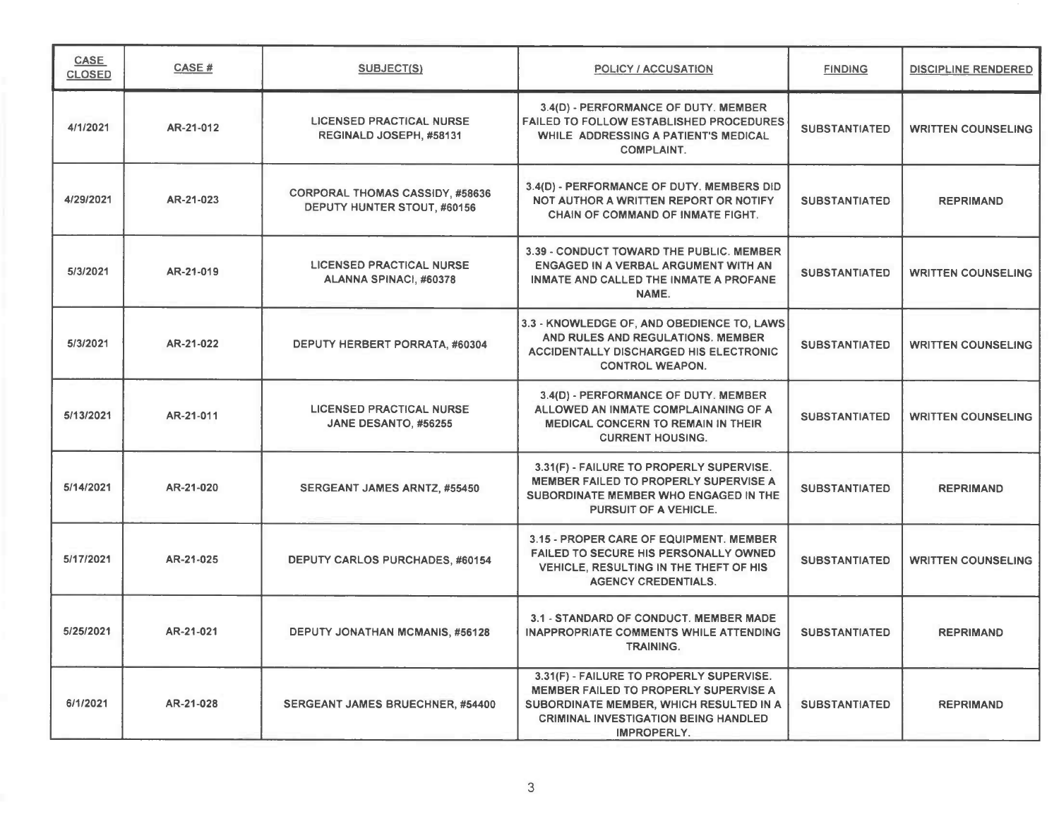| CASE CLOSED | CASE # | SUBJECT(S) | POLICY / ACCUSATION | FINDING | DISCIPLINE RENDERED |
|---|---|---|---|---|---|
| 4/1/2021 | AR-21-012 | LICENSED PRACTICAL NURSE REGINALD JOSEPH, #58131 | 3.4(D) - PERFORMANCE OF DUTY. MEMBER FAILED TO FOLLOW ESTABLISHED PROCEDURES WHILE ADDRESSING A PATIENT'S MEDICAL COMPLAINT. | SUBSTANTIATED | WRITTEN COUNSELING |
| 4/29/2021 | AR-21-023 | CORPORAL THOMAS CASSIDY, #58636 DEPUTY HUNTER STOUT, #60156 | 3.4(D) - PERFORMANCE OF DUTY. MEMBERS DID NOT AUTHOR A WRITTEN REPORT OR NOTIFY CHAIN OF COMMAND OF INMATE FIGHT. | SUBSTANTIATED | REPRIMAND |
| 5/3/2021 | AR-21-019 | LICENSED PRACTICAL NURSE ALANNA SPINACI, #60378 | 3.39 - CONDUCT TOWARD THE PUBLIC. MEMBER ENGAGED IN A VERBAL ARGUMENT WITH AN INMATE AND CALLED THE INMATE A PROFANE NAME. | SUBSTANTIATED | WRITTEN COUNSELING |
| 5/3/2021 | AR-21-022 | DEPUTY HERBERT PORRATA, #60304 | 3.3 - KNOWLEDGE OF, AND OBEDIENCE TO, LAWS AND RULES AND REGULATIONS. MEMBER ACCIDENTALLY DISCHARGED HIS ELECTRONIC CONTROL WEAPON. | SUBSTANTIATED | WRITTEN COUNSELING |
| 5/13/2021 | AR-21-011 | LICENSED PRACTICAL NURSE JANE DESANTO, #56255 | 3.4(D) - PERFORMANCE OF DUTY. MEMBER ALLOWED AN INMATE COMPLAINANING OF A MEDICAL CONCERN TO REMAIN IN THEIR CURRENT HOUSING. | SUBSTANTIATED | WRITTEN COUNSELING |
| 5/14/2021 | AR-21-020 | SERGEANT JAMES ARNTZ, #55450 | 3.31(F) - FAILURE TO PROPERLY SUPERVISE. MEMBER FAILED TO PROPERLY SUPERVISE A SUBORDINATE MEMBER WHO ENGAGED IN THE PURSUIT OF A VEHICLE. | SUBSTANTIATED | REPRIMAND |
| 5/17/2021 | AR-21-025 | DEPUTY CARLOS PURCHADES, #60154 | 3.15 - PROPER CARE OF EQUIPMENT. MEMBER FAILED TO SECURE HIS PERSONALLY OWNED VEHICLE, RESULTING IN THE THEFT OF HIS AGENCY CREDENTIALS. | SUBSTANTIATED | WRITTEN COUNSELING |
| 5/25/2021 | AR-21-021 | DEPUTY JONATHAN MCMANIS, #56128 | 3.1 - STANDARD OF CONDUCT. MEMBER MADE INAPPROPRIATE COMMENTS WHILE ATTENDING TRAINING. | SUBSTANTIATED | REPRIMAND |
| 6/1/2021 | AR-21-028 | SERGEANT JAMES BRUECHNER, #54400 | 3.31(F) - FAILURE TO PROPERLY SUPERVISE. MEMBER FAILED TO PROPERLY SUPERVISE A SUBORDINATE MEMBER, WHICH RESULTED IN A CRIMINAL INVESTIGATION BEING HANDLED IMPROPERLY. | SUBSTANTIATED | REPRIMAND |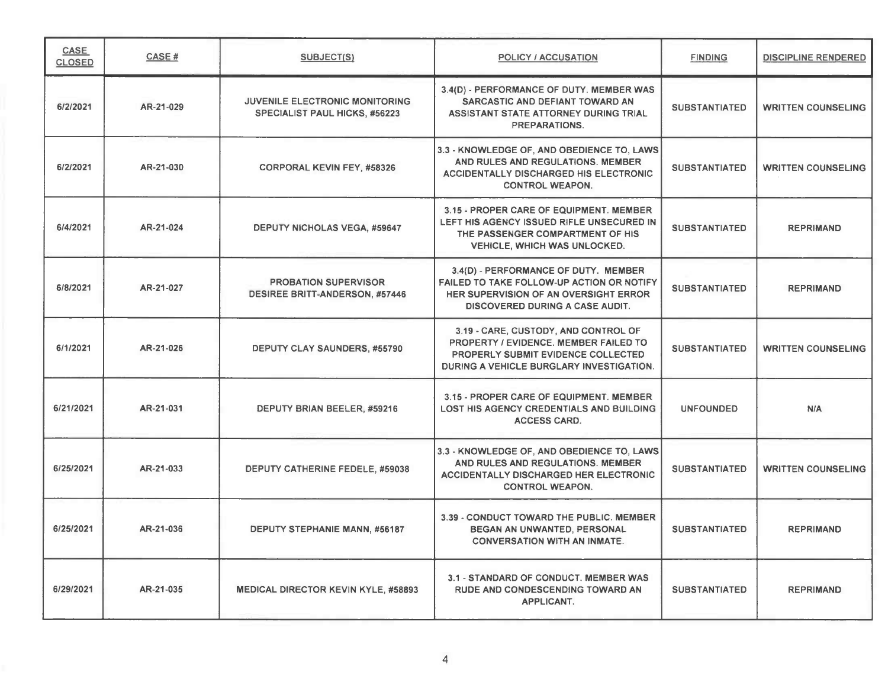| CASE CLOSED | CASE # | SUBJECT(S) | POLICY / ACCUSATION | FINDING | DISCIPLINE RENDERED |
|---|---|---|---|---|---|
| 6/2/2021 | AR-21-029 | JUVENILE ELECTRONIC MONITORING SPECIALIST PAUL HICKS, #56223 | 3.4(D) - PERFORMANCE OF DUTY. MEMBER WAS SARCASTIC AND DEFIANT TOWARD AN ASSISTANT STATE ATTORNEY DURING TRIAL PREPARATIONS. | SUBSTANTIATED | WRITTEN COUNSELING |
| 6/2/2021 | AR-21-030 | CORPORAL KEVIN FEY, #58326 | 3.3 - KNOWLEDGE OF, AND OBEDIENCE TO, LAWS AND RULES AND REGULATIONS. MEMBER ACCIDENTALLY DISCHARGED HIS ELECTRONIC CONTROL WEAPON. | SUBSTANTIATED | WRITTEN COUNSELING |
| 6/4/2021 | AR-21-024 | DEPUTY NICHOLAS VEGA, #59647 | 3.15 - PROPER CARE OF EQUIPMENT. MEMBER LEFT HIS AGENCY ISSUED RIFLE UNSECURED IN THE PASSENGER COMPARTMENT OF HIS VEHICLE, WHICH WAS UNLOCKED. | SUBSTANTIATED | REPRIMAND |
| 6/8/2021 | AR-21-027 | PROBATION SUPERVISOR DESIREE BRITT-ANDERSON, #57446 | 3.4(D) - PERFORMANCE OF DUTY. MEMBER FAILED TO TAKE FOLLOW-UP ACTION OR NOTIFY HER SUPERVISION OF AN OVERSIGHT ERROR DISCOVERED DURING A CASE AUDIT. | SUBSTANTIATED | REPRIMAND |
| 6/1/2021 | AR-21-026 | DEPUTY CLAY SAUNDERS, #55790 | 3.19 - CARE, CUSTODY, AND CONTROL OF PROPERTY / EVIDENCE. MEMBER FAILED TO PROPERLY SUBMIT EVIDENCE COLLECTED DURING A VEHICLE BURGLARY INVESTIGATION. | SUBSTANTIATED | WRITTEN COUNSELING |
| 6/21/2021 | AR-21-031 | DEPUTY BRIAN BEELER, #59216 | 3.15 - PROPER CARE OF EQUIPMENT. MEMBER LOST HIS AGENCY CREDENTIALS AND BUILDING ACCESS CARD. | UNFOUNDED | N/A |
| 6/25/2021 | AR-21-033 | DEPUTY CATHERINE FEDELE, #59038 | 3.3 - KNOWLEDGE OF, AND OBEDIENCE TO, LAWS AND RULES AND REGULATIONS. MEMBER ACCIDENTALLY DISCHARGED HER ELECTRONIC CONTROL WEAPON. | SUBSTANTIATED | WRITTEN COUNSELING |
| 6/25/2021 | AR-21-036 | DEPUTY STEPHANIE MANN, #56187 | 3.39 - CONDUCT TOWARD THE PUBLIC. MEMBER BEGAN AN UNWANTED, PERSONAL CONVERSATION WITH AN INMATE. | SUBSTANTIATED | REPRIMAND |
| 6/29/2021 | AR-21-035 | MEDICAL DIRECTOR KEVIN KYLE, #58893 | 3.1 - STANDARD OF CONDUCT. MEMBER WAS RUDE AND CONDESCENDING TOWARD AN APPLICANT. | SUBSTANTIATED | REPRIMAND |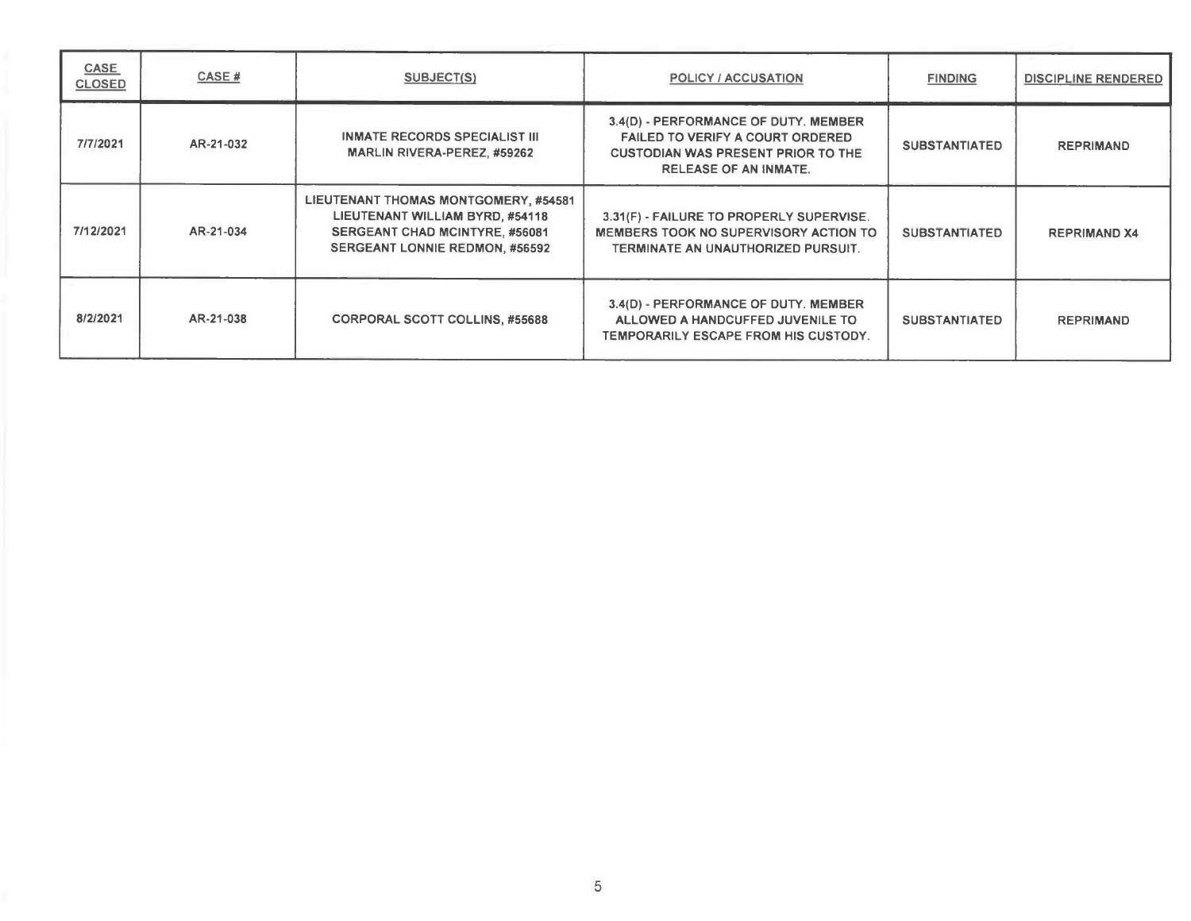| CASE CLOSED | CASE # | SUBJECT(S) | POLICY / ACCUSATION | FINDING | DISCIPLINE RENDERED |
| --- | --- | --- | --- | --- | --- |
| 7/7/2021 | AR-21-032 | INMATE RECORDS SPECIALIST III MARLIN RIVERA-PEREZ, #59262 | 3.4(D) - PERFORMANCE OF DUTY. MEMBER FAILED TO VERIFY A COURT ORDERED CUSTODIAN WAS PRESENT PRIOR TO THE RELEASE OF AN INMATE. | SUBSTANTIATED | REPRIMAND |
| 7/12/2021 | AR-21-034 | LIEUTENANT THOMAS MONTGOMERY, #54581<br>LIEUTENANT WILLIAM BYRD, #54118<br>SERGEANT CHAD MCINTYRE, #56081<br>SERGEANT LONNIE REDMON, #56592 | 3.31(F) - FAILURE TO PROPERLY SUPERVISE. MEMBERS TOOK NO SUPERVISORY ACTION TO TERMINATE AN UNAUTHORIZED PURSUIT. | SUBSTANTIATED | REPRIMAND X4 |
| 8/2/2021 | AR-21-038 | CORPORAL SCOTT COLLINS, #55688 | 3.4(D) - PERFORMANCE OF DUTY. MEMBER ALLOWED A HANDCUFFED JUVENILE TO TEMPORARILY ESCAPE FROM HIS CUSTODY. | SUBSTANTIATED | REPRIMAND |